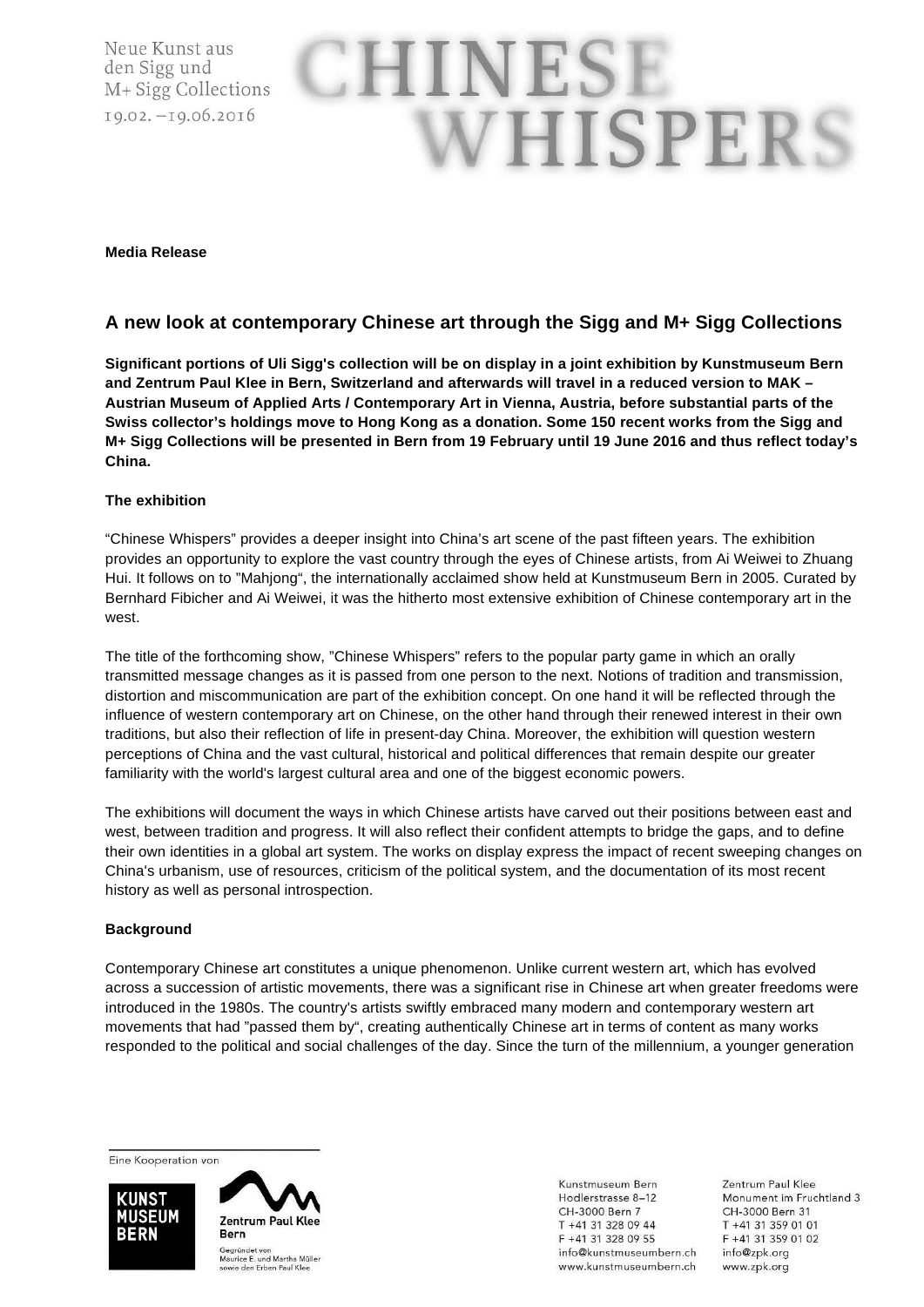Neue Kunst aus den Sigg und M+ Sigg Collections
19.02. –19.06.2016

# CHINESE WHISPERS

**Media Release**

## A new look at contemporary Chinese art through the Sigg and M+ Sigg Collections

**Significant portions of Uli Sigg's collection will be on display in a joint exhibition by Kunstmuseum Bern and Zentrum Paul Klee in Bern, Switzerland and afterwards will travel in a reduced version to MAK – Austrian Museum of Applied Arts / Contemporary Art in Vienna, Austria, before substantial parts of the Swiss collector's holdings move to Hong Kong as a donation. Some 150 recent works from the Sigg and M+ Sigg Collections will be presented in Bern from 19 February until 19 June 2016 and thus reflect today's China.**

### The exhibition

"Chinese Whispers" provides a deeper insight into China's art scene of the past fifteen years. The exhibition provides an opportunity to explore the vast country through the eyes of Chinese artists, from Ai Weiwei to Zhuang Hui. It follows on to "Mahjong", the internationally acclaimed show held at Kunstmuseum Bern in 2005. Curated by Bernhard Fibicher and Ai Weiwei, it was the hitherto most extensive exhibition of Chinese contemporary art in the west.

The title of the forthcoming show, "Chinese Whispers" refers to the popular party game in which an orally transmitted message changes as it is passed from one person to the next. Notions of tradition and transmission, distortion and miscommunication are part of the exhibition concept. On one hand it will be reflected through the influence of western contemporary art on Chinese, on the other hand through their renewed interest in their own traditions, but also their reflection of life in present-day China. Moreover, the exhibition will question western perceptions of China and the vast cultural, historical and political differences that remain despite our greater familiarity with the world's largest cultural area and one of the biggest economic powers.

The exhibitions will document the ways in which Chinese artists have carved out their positions between east and west, between tradition and progress. It will also reflect their confident attempts to bridge the gaps, and to define their own identities in a global art system. The works on display express the impact of recent sweeping changes on China's urbanism, use of resources, criticism of the political system, and the documentation of its most recent history as well as personal introspection.

### Background

Contemporary Chinese art constitutes a unique phenomenon. Unlike current western art, which has evolved across a succession of artistic movements, there was a significant rise in Chinese art when greater freedoms were introduced in the 1980s. The country's artists swiftly embraced many modern and contemporary western art movements that had "passed them by", creating authentically Chinese art in terms of content as many works responded to the political and social challenges of the day. Since the turn of the millennium, a younger generation

Eine Kooperation von

KUNST MUSEUM BERN

Zentrum Paul Klee Bern
Gegründet von Maurice E. und Martha Müller sowie den Erben Paul Klee

Kunstmuseum Bern
Hodlerstrasse 8–12
CH-3000 Bern 7
T +41 31 328 09 44
F +41 31 328 09 55
info@kunstmuseumbern.ch
www.kunstmuseumbern.ch

Zentrum Paul Klee
Monument im Fruchtland 3
CH-3000 Bern 31
T +41 31 359 01 01
F +41 31 359 01 02
info@zpk.org
www.zpk.org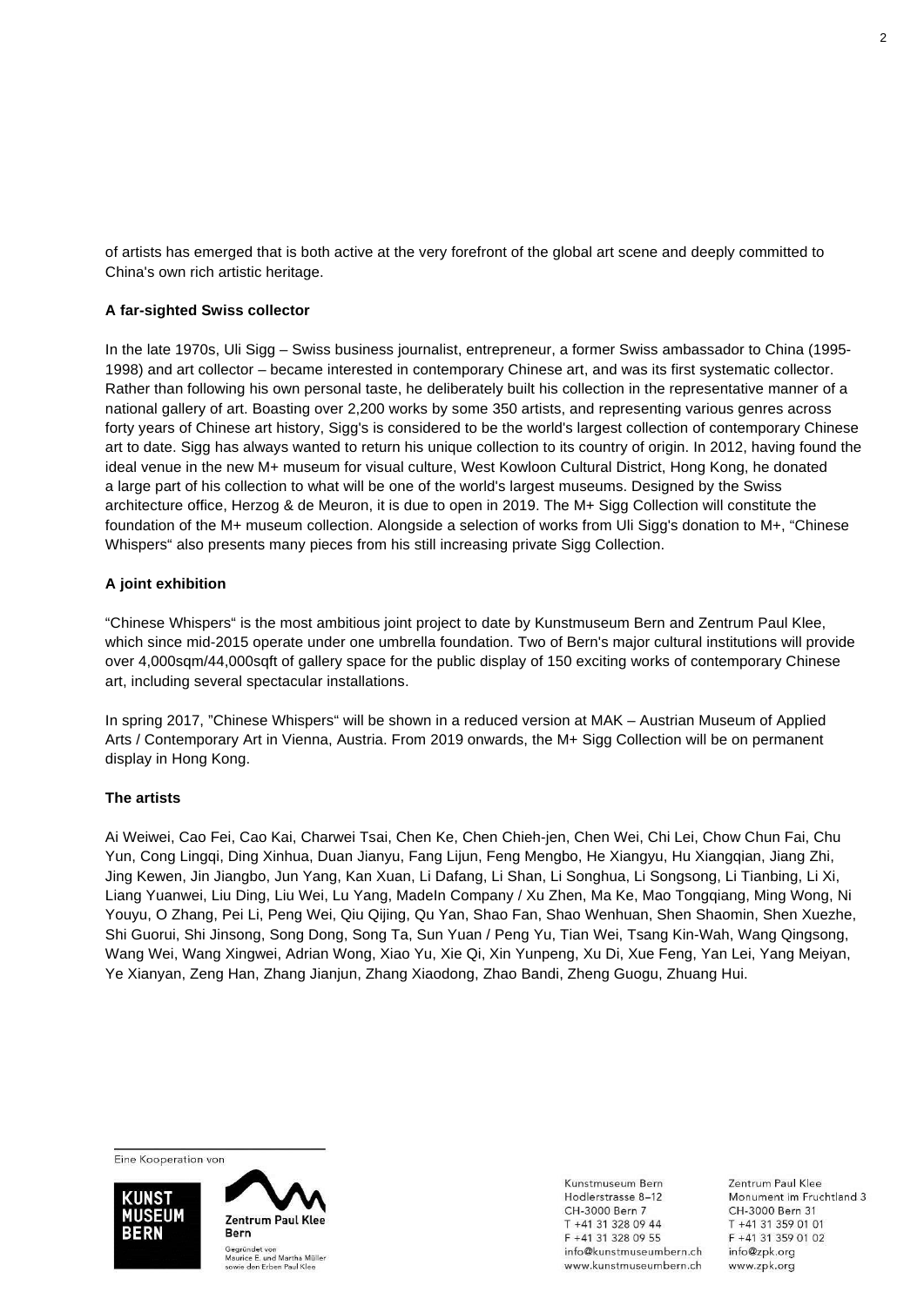of artists has emerged that is both active at the very forefront of the global art scene and deeply committed to China's own rich artistic heritage.

**A far-sighted Swiss collector**

In the late 1970s, Uli Sigg – Swiss business journalist, entrepreneur, a former Swiss ambassador to China (1995-1998) and art collector – became interested in contemporary Chinese art, and was its first systematic collector. Rather than following his own personal taste, he deliberately built his collection in the representative manner of a national gallery of art. Boasting over 2,200 works by some 350 artists, and representing various genres across forty years of Chinese art history, Sigg's is considered to be the world's largest collection of contemporary Chinese art to date. Sigg has always wanted to return his unique collection to its country of origin. In 2012, having found the ideal venue in the new M+ museum for visual culture, West Kowloon Cultural District, Hong Kong, he donated a large part of his collection to what will be one of the world's largest museums. Designed by the Swiss architecture office, Herzog & de Meuron, it is due to open in 2019. The M+ Sigg Collection will constitute the foundation of the M+ museum collection. Alongside a selection of works from Uli Sigg's donation to M+, "Chinese Whispers" also presents many pieces from his still increasing private Sigg Collection.

**A joint exhibition**

"Chinese Whispers" is the most ambitious joint project to date by Kunstmuseum Bern and Zentrum Paul Klee, which since mid-2015 operate under one umbrella foundation. Two of Bern's major cultural institutions will provide over 4,000sqm/44,000sqft of gallery space for the public display of 150 exciting works of contemporary Chinese art, including several spectacular installations.

In spring 2017, "Chinese Whispers" will be shown in a reduced version at MAK – Austrian Museum of Applied Arts / Contemporary Art in Vienna, Austria. From 2019 onwards, the M+ Sigg Collection will be on permanent display in Hong Kong.

**The artists**

Ai Weiwei, Cao Fei, Cao Kai, Charwei Tsai, Chen Ke, Chen Chieh-jen, Chen Wei, Chi Lei, Chow Chun Fai, Chu Yun, Cong Lingqi, Ding Xinhua, Duan Jianyu, Fang Lijun, Feng Mengbo, He Xiangyu, Hu Xiangqian, Jiang Zhi, Jing Kewen, Jin Jiangbo, Jun Yang, Kan Xuan, Li Dafang, Li Shan, Li Songhua, Li Songsong, Li Tianbing, Li Xi, Liang Yuanwei, Liu Ding, Liu Wei, Lu Yang, MadeIn Company / Xu Zhen, Ma Ke, Mao Tongqiang, Ming Wong, Ni Youyu, O Zhang, Pei Li, Peng Wei, Qiu Qijing, Qu Yan, Shao Fan, Shao Wenhuan, Shen Shaomin, Shen Xuezhe, Shi Guorui, Shi Jinsong, Song Dong, Song Ta, Sun Yuan / Peng Yu, Tian Wei, Tsang Kin-Wah, Wang Qingsong, Wang Wei, Wang Xingwei, Adrian Wong, Xiao Yu, Xie Qi, Xin Yunpeng, Xu Di, Xue Feng, Yan Lei, Yang Meiyan, Ye Xianyan, Zeng Han, Zhang Jianjun, Zhang Xiaodong, Zhao Bandi, Zheng Guogu, Zhuang Hui.

Eine Kooperation von

KUNST MUSEUM BERN

Zentrum Paul Klee Bern
Gegründet von Maurice E. und Martha Müller sowie den Erben Paul Klee

Kunstmuseum Bern
Hodlerstrasse 8–12
CH-3000 Bern 7
T +41 31 328 09 44
F +41 31 328 09 55
info@kunstmuseumbern.ch
www.kunstmuseumbern.ch

Zentrum Paul Klee
Monument im Fruchtland 3
CH-3000 Bern 31
T +41 31 359 01 01
F +41 31 359 01 02
info@zpk.org
www.zpk.org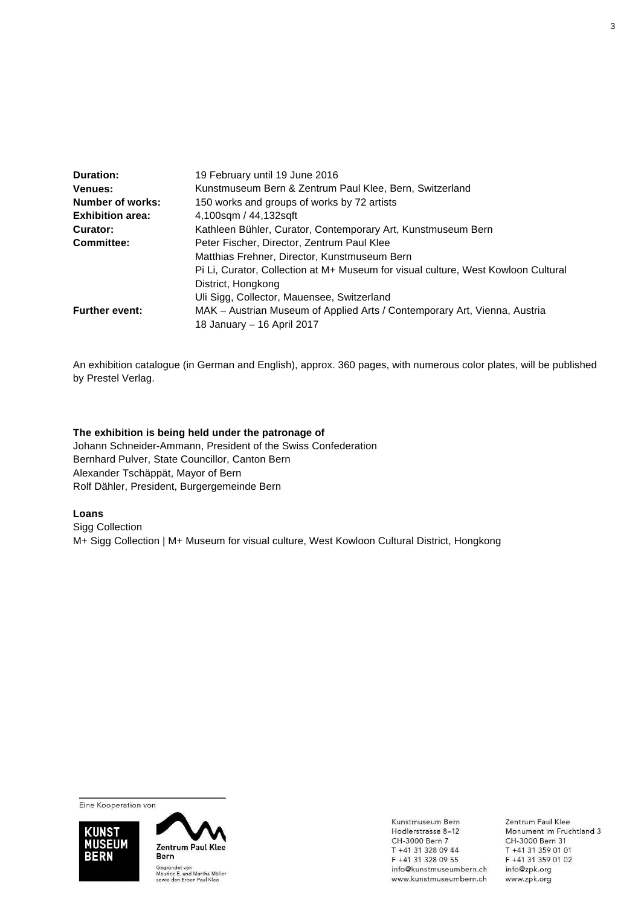| | |
|---|---|
| **Duration:** | 19 February until 19 June 2016 |
| **Venues:** | Kunstmuseum Bern & Zentrum Paul Klee, Bern, Switzerland |
| **Number of works:** | 150 works and groups of works by 72 artists |
| **Exhibition area:** | 4,100sqm / 44,132sqft |
| **Curator:** | Kathleen Bühler, Curator, Contemporary Art, Kunstmuseum Bern |
| **Committee:** | Peter Fischer, Director, Zentrum Paul Klee |
| | Matthias Frehner, Director, Kunstmuseum Bern |
| | Pi Li, Curator, Collection at M+ Museum for visual culture, West Kowloon Cultural District, Hongkong |
| | Uli Sigg, Collector, Mauensee, Switzerland |
| **Further event:** | MAK – Austrian Museum of Applied Arts / Contemporary Art, Vienna, Austria |
| | 18 January – 16 April 2017 |

An exhibition catalogue (in German and English), approx. 360 pages, with numerous color plates, will be published by Prestel Verlag.

**The exhibition is being held under the patronage of**
Johann Schneider-Ammann, President of the Swiss Confederation
Bernhard Pulver, State Councillor, Canton Bern
Alexander Tschäppät, Mayor of Bern
Rolf Dähler, President, Burgergemeinde Bern

**Loans**
Sigg Collection
M+ Sigg Collection | M+ Museum for visual culture, West Kowloon Cultural District, Hongkong

Eine Kooperation von

KUNST MUSEUM BERN

Zentrum Paul Klee Bern
Gegründet von Maurice E. und Martha Müller sowie den Erben Paul Klee

Kunstmuseum Bern
Hodlerstrasse 8–12
CH-3000 Bern 7
T +41 31 328 09 44
F +41 31 328 09 55
info@kunstmuseumbern.ch
www.kunstmuseumbern.ch

Zentrum Paul Klee
Monument im Fruchtland 3
CH-3000 Bern 31
T +41 31 359 01 01
F +41 31 359 01 02
info@zpk.org
www.zpk.org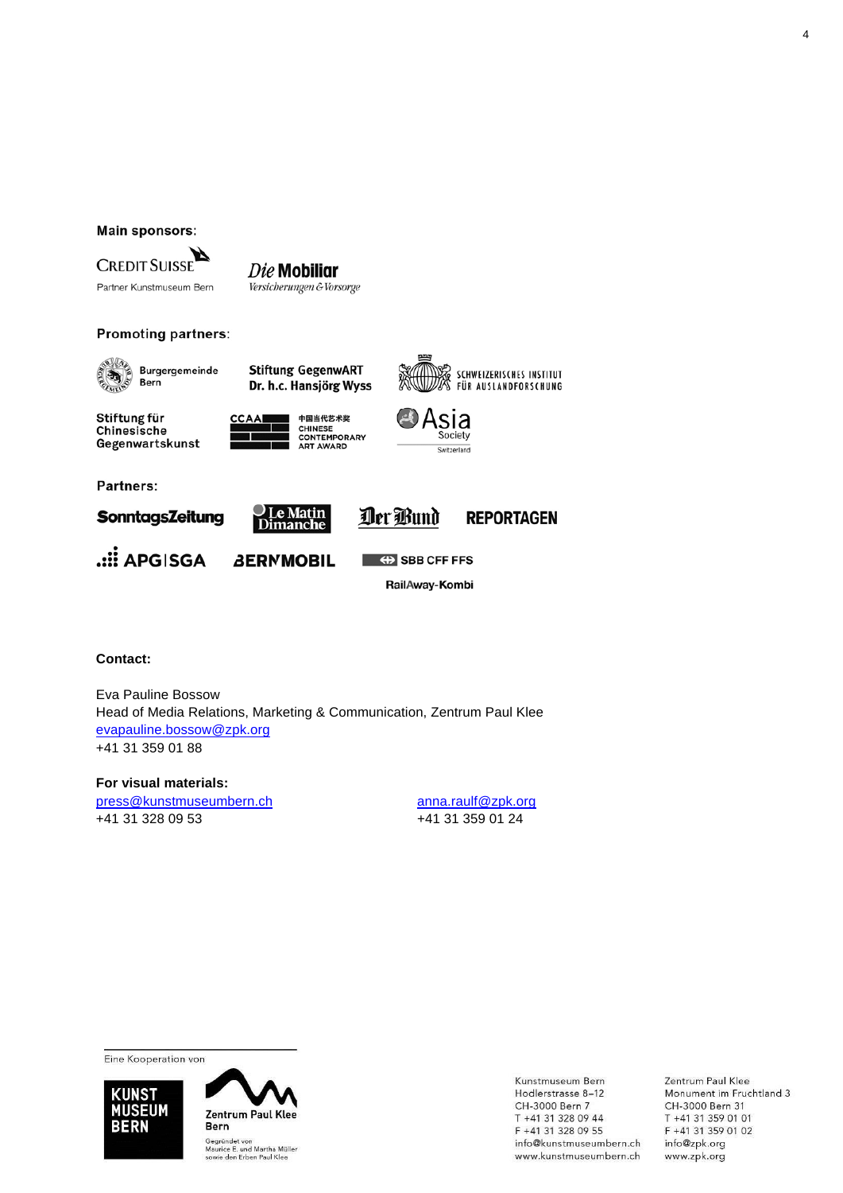**Main sponsors**:

Credit Suisse
Partner Kunstmuseum Bern

Die Mobiliar
Versicherungen & Vorsorge

**Promoting partners**:

Burgergemeinde Bern

Stiftung GegenwART
Dr. h.c. Hansjörg Wyss

Schweizerisches Institut für Auslandforschung

Stiftung für Chinesische Gegenwartskunst

CCAA 中国当代艺术奖 CHINESE CONTEMPORARY ART AWARD

Asia Society Switzerland

**Partners:**

SonntagsZeitung

Le Matin Dimanche

Der Bund

REPORTAGEN

APG|SGA

BERNMOBIL

SBB CFF FFS
RailAway-Kombi

**Contact:**

Eva Pauline Bossow
Head of Media Relations, Marketing & Communication, Zentrum Paul Klee
evapauline.bossow@zpk.org
+41 31 359 01 88

**For visual materials:**

press@kunstmuseumbern.ch
+41 31 328 09 53

anna.raulf@zpk.org
+41 31 359 01 24

Eine Kooperation von

KUNST MUSEUM BERN

Zentrum Paul Klee Bern
Gegründet von Maurice E. und Martha Müller sowie den Erben Paul Klee

Kunstmuseum Bern
Hodlerstrasse 8–12
CH-3000 Bern 7
T +41 31 328 09 44
F +41 31 328 09 55
info@kunstmuseumbern.ch
www.kunstmuseumbern.ch

Zentrum Paul Klee
Monument im Fruchtland 3
CH-3000 Bern 31
T +41 31 359 01 01
F +41 31 359 01 02
info@zpk.org
www.zpk.org